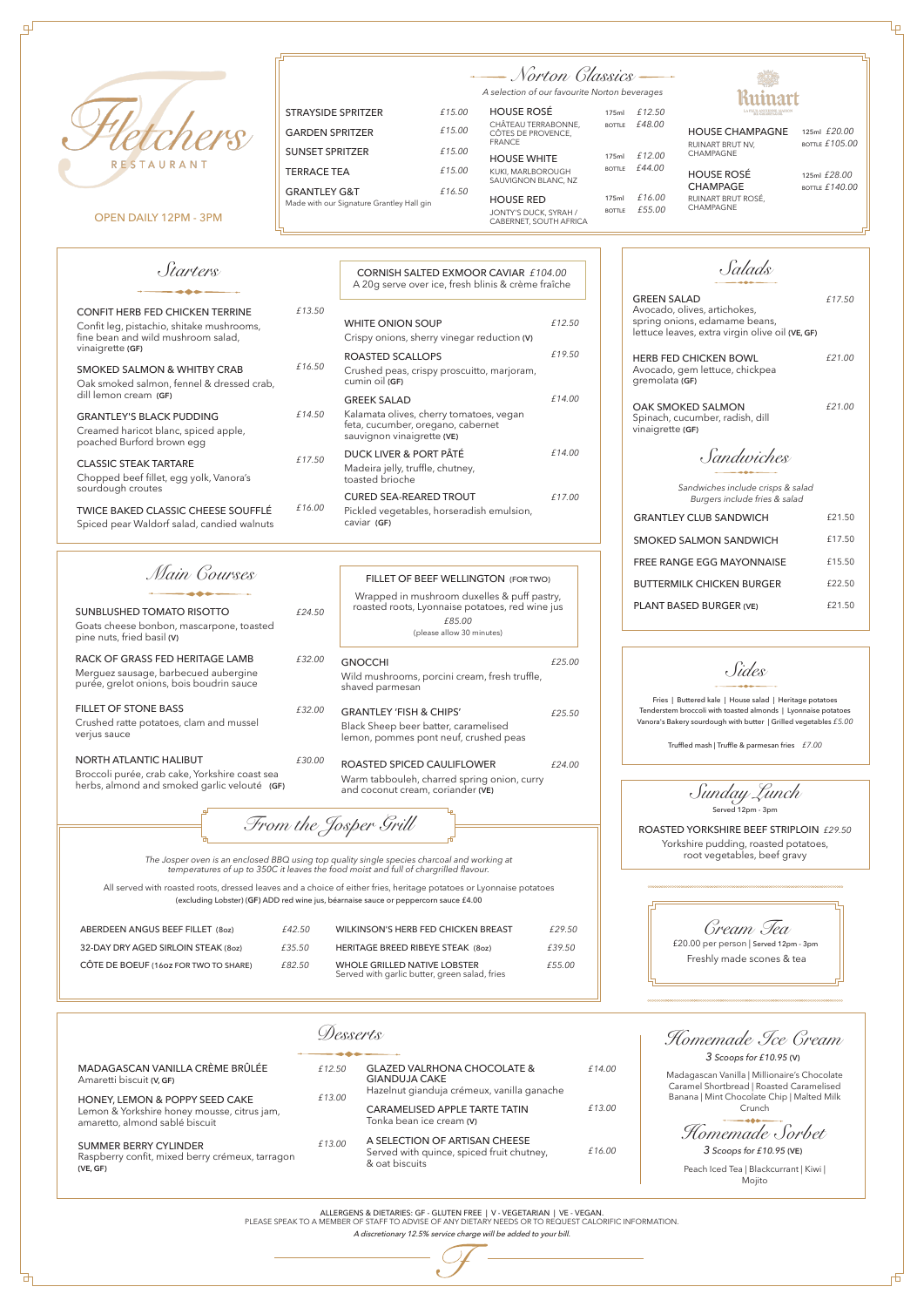# Fletchers Restaurant

OPEN DAILY 12PM - 3PM

## Norton Classics

*A selection of our favourite Norton beverages*

| Drink | Price |
|---|---|
| STRAYSIDE SPRITZER | £15.00 |
| GARDEN SPRITZER | £15.00 |
| SUNSET SPRITZER | £15.00 |
| TERRACE TEA | £15.00 |
| GRANTLEY G&T<br>Made with our Signature Grantley Hall gin | £16.50 |

| Wine | 175ml | Bottle |
|---|---|---|
| HOUSE ROSÉ<br>CHÂTEAU TERRABONNE, CÔTES DE PROVENCE, FRANCE | £12.50 | £48.00 |
| HOUSE WHITE<br>KUKI, MARLBOROUGH SAUVIGNON BLANC, NZ | £12.00 | £44.00 |
| HOUSE RED<br>JONTY'S DUCK, SYRAH / CABERNET, SOUTH AFRICA | £16.00 | £55.00 |

Ruinart

| Champagne | 125ml | Bottle |
|---|---|---|
| HOUSE CHAMPAGNE<br>RUINART BRUT NV, CHAMPAGNE | £20.00 | £105.00 |
| HOUSE ROSÉ CHAMPAGE<br>RUINART BRUT ROSÉ, CHAMPAGNE | £28.00 | £140.00 |

## Starters

**CONFIT HERB FED CHICKEN TERRINE** — £13.50
Confit leg, pistachio, shitake mushrooms, fine bean and wild mushroom salad, vinaigrette **(GF)**

**SMOKED SALMON & WHITBY CRAB** — £16.50
Oak smoked salmon, fennel & dressed crab, dill lemon cream **(GF)**

**GRANTLEY'S BLACK PUDDING** — £14.50
Creamed haricot blanc, spiced apple, poached Burford brown egg

**CLASSIC STEAK TARTARE** — £17.50
Chopped beef fillet, egg yolk, Vanora's sourdough croutes

**TWICE BAKED CLASSIC CHEESE SOUFFLÉ** — £16.00
Spiced pear Waldorf salad, candied walnuts

**CORNISH SALTED EXMOOR CAVIAR** *£104.00*
A 20g serve over ice, fresh blinis & crème fraîche

**WHITE ONION SOUP** — £12.50
Crispy onions, sherry vinegar reduction **(V)**

**ROASTED SCALLOPS** — £19.50
Crushed peas, crispy proscuitto, marjoram, cumin oil **(GF)**

**GREEK SALAD** — £14.00
Kalamata olives, cherry tomatoes, vegan feta, cucumber, oregano, cabernet sauvignon vinaigrette **(VE)**

**DUCK LIVER & PORT PÂTÉ** — £14.00
Madeira jelly, truffle, chutney, toasted brioche

**CURED SEA-REARED TROUT** — £17.00
Pickled vegetables, horseradish emulsion, caviar **(GF)**

## Salads

**GREEN SALAD** — £17.50
Avocado, olives, artichokes, spring onions, edamame beans, lettuce leaves, extra virgin olive oil **(VE, GF)**

**HERB FED CHICKEN BOWL** — £21.00
Avocado, gem lettuce, chickpea gremolata **(GF)**

**OAK SMOKED SALMON** — £21.00
Spinach, cucumber, radish, dill vinaigrette **(GF)**

## Sandwiches

*Sandwiches include crisps & salad*
*Burgers include fries & salad*

| Item | Price |
|---|---|
| GRANTLEY CLUB SANDWICH | £21.50 |
| SMOKED SALMON SANDWICH | £17.50 |
| FREE RANGE EGG MAYONNAISE | £15.50 |
| BUTTERMILK CHICKEN BURGER | £22.50 |
| PLANT BASED BURGER (VE) | £21.50 |

## Main Courses

**SUNBLUSHED TOMATO RISOTTO** — £24.50
Goats cheese bonbon, mascarpone, toasted pine nuts, fried basil **(V)**

**RACK OF GRASS FED HERITAGE LAMB** — £32.00
Merguez sausage, barbecued aubergine purée, grelot onions, bois boudrin sauce

**FILLET OF STONE BASS** — £32.00
Crushed ratte potatoes, clam and mussel verjus sauce

**NORTH ATLANTIC HALIBUT** — £30.00
Broccoli purée, crab cake, Yorkshire coast sea herbs, almond and smoked garlic velouté **(GF)**

**FILLET OF BEEF WELLINGTON** (FOR TWO)
Wrapped in mushroom duxelles & puff pastry, roasted roots, Lyonnaise potatoes, red wine jus
*£85.00*
(please allow 30 minutes)

**GNOCCHI** — £25.00
Wild mushrooms, porcini cream, fresh truffle, shaved parmesan

**GRANTLEY 'FISH & CHIPS'** — £25.50
Black Sheep beer batter, caramelised lemon, pommes pont neuf, crushed peas

**ROASTED SPICED CAULIFLOWER** — £24.00
Warm tabbouleh, charred spring onion, curry and coconut cream, coriander **(VE)**

## Sides

Fries | Buttered kale | House salad | Heritage potatoes
Tenderstem broccoli with toasted almonds | Lyonnaise potatoes
Vanora's Bakery sourdough with butter | Grilled vegetables *£5.00*

Truffled mash | Truffle & parmesan fries *£7.00*

## Sunday Lunch

Served 12pm - 3pm

**ROASTED YORKSHIRE BEEF STRIPLOIN** *£29.50*
Yorkshire pudding, roasted potatoes, root vegetables, beef gravy

## From the Josper Grill

*The Josper oven is an enclosed BBQ using top quality single species charcoal and working at temperatures of up to 350C it leaves the food moist and full of chargrilled flavour.*

All served with roasted roots, dressed leaves and a choice of either fries, heritage potatoes or Lyonnaise potatoes (excluding Lobster) **(GF)** ADD red wine jus, béarnaise sauce or peppercorn sauce £4.00

| Item | Price |
|---|---|
| ABERDEEN ANGUS BEEF FILLET (8oz) | £42.50 |
| 32-DAY DRY AGED SIRLOIN STEAK (8oz) | £35.50 |
| CÔTE DE BOEUF (16oz FOR TWO TO SHARE) | £82.50 |
| WILKINSON'S HERB FED CHICKEN BREAST | £29.50 |
| HERITAGE BREED RIBEYE STEAK (8oz) | £39.50 |
| WHOLE GRILLED NATIVE LOBSTER<br>Served with garlic butter, green salad, fries | £55.00 |

## Cream Tea

£20.00 per person | Served 12pm - 3pm
Freshly made scones & tea

## Desserts

**MADAGASCAN VANILLA CRÈME BRÛLÉE** — £12.50
Amaretti biscuit **(V, GF)**

**HONEY, LEMON & POPPY SEED CAKE** — £13.00
Lemon & Yorkshire honey mousse, citrus jam, amaretto, almond sablé biscuit

**SUMMER BERRY CYLINDER** — £13.00
Raspberry confit, mixed berry crémeux, tarragon **(VE, GF)**

**GLAZED VALRHONA CHOCOLATE & GIANDUJA CAKE** — £14.00
Hazelnut gianduja crémeux, vanilla ganache

**CARAMELISED APPLE TARTE TATIN** — £13.00
Tonka bean ice cream **(V)**

**A SELECTION OF ARTISAN CHEESE** — £16.00
Served with quince, spiced fruit chutney, & oat biscuits

## Homemade Ice Cream

*3 Scoops for £10.95* **(V)**

Madagascan Vanilla | Millionaire's Chocolate Caramel Shortbread | Roasted Caramelised Banana | Mint Chocolate Chip | Malted Milk Crunch

## Homemade Sorbet

*3 Scoops for £10.95* **(VE)**

Peach Iced Tea | Blackcurrant | Kiwi | Mojito

ALLERGENS & DIETARIES: GF - GLUTEN FREE | V - VEGETARIAN | VE - VEGAN.
PLEASE SPEAK TO A MEMBER OF STAFF TO ADVISE OF ANY DIETARY NEEDS OR TO REQUEST CALORIFIC INFORMATION.
*A discretionary 12.5% service charge will be added to your bill.*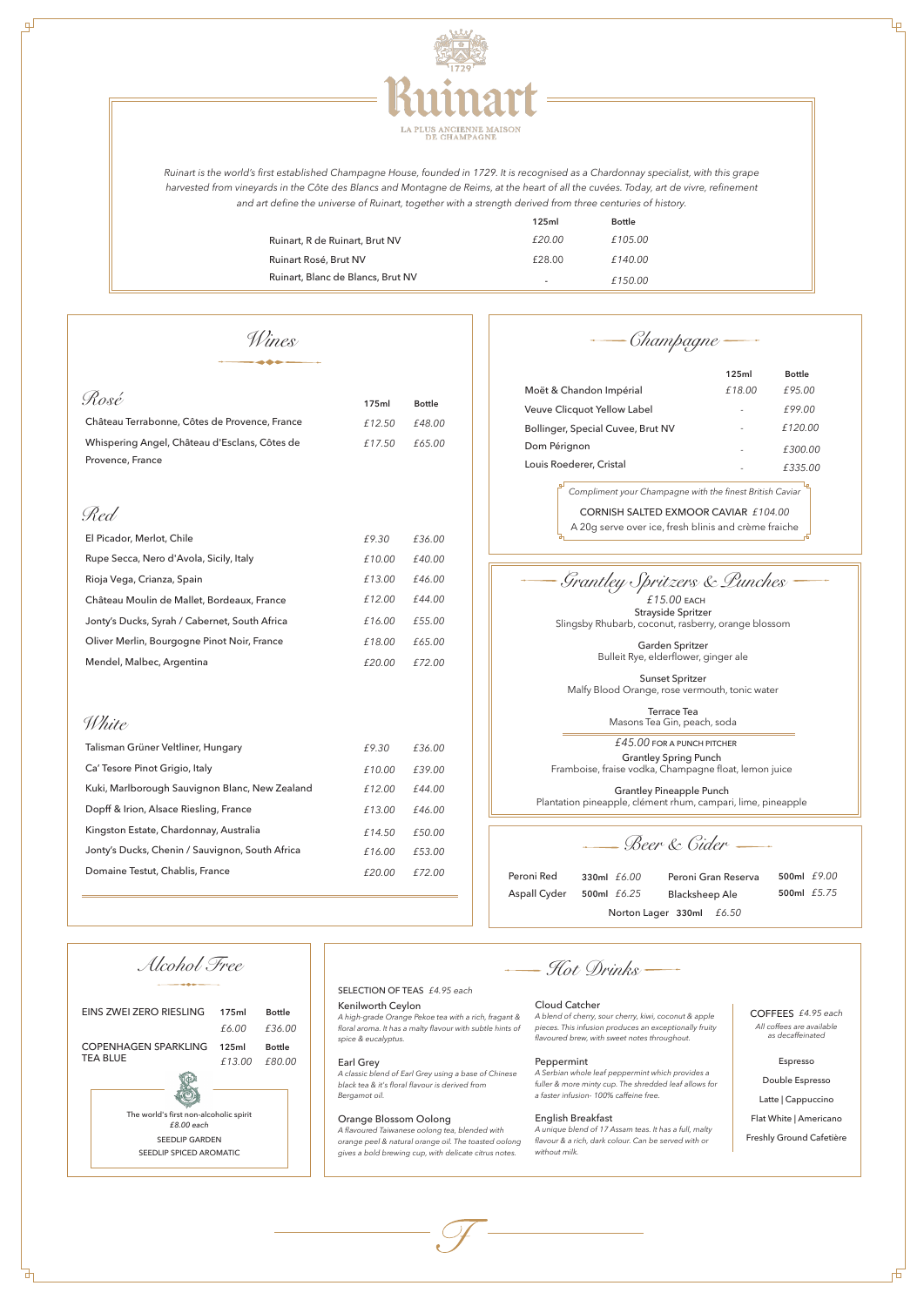# Ruinart

LA PLUS ANCIENNE MAISON DE CHAMPAGNE

*Ruinart is the world's first established Champagne House, founded in 1729. It is recognised as a Chardonnay specialist, with this grape harvested from vineyards in the Côte des Blancs and Montagne de Reims, at the heart of all the cuvées. Today, art de vivre, refinement and art define the universe of Ruinart, together with a strength derived from three centuries of history.*

| | 125ml | Bottle |
|---|---|---|
| Ruinart, R de Ruinart, Brut NV | *£20.00* | *£105.00* |
| Ruinart Rosé, Brut NV | £28.00 | *£140.00* |
| Ruinart, Blanc de Blancs, Brut NV | - | *£150.00* |

## *Wines*

### *Rosé*

| | 175ml | Bottle |
|---|---|---|
| Château Terrabonne, Côtes de Provence, France | *£12.50* | *£48.00* |
| Whispering Angel, Château d'Esclans, Côtes de Provence, France | *£17.50* | *£65.00* |

### *Red*

| | | |
|---|---|---|
| El Picador, Merlot, Chile | *£9.30* | *£36.00* |
| Rupe Secca, Nero d'Avola, Sicily, Italy | *£10.00* | *£40.00* |
| Rioja Vega, Crianza, Spain | *£13.00* | *£46.00* |
| Château Moulin de Mallet, Bordeaux, France | *£12.00* | *£44.00* |
| Jonty's Ducks, Syrah / Cabernet, South Africa | *£16.00* | *£55.00* |
| Oliver Merlin, Bourgogne Pinot Noir, France | *£18.00* | *£65.00* |
| Mendel, Malbec, Argentina | *£20.00* | *£72.00* |

### *White*

| | | |
|---|---|---|
| Talisman Grüner Veltliner, Hungary | *£9.30* | *£36.00* |
| Ca' Tesore Pinot Grigio, Italy | *£10.00* | *£39.00* |
| Kuki, Marlborough Sauvignon Blanc, New Zealand | *£12.00* | *£44.00* |
| Dopff & Irion, Alsace Riesling, France | *£13.00* | *£46.00* |
| Kingston Estate, Chardonnay, Australia | *£14.50* | *£50.00* |
| Jonty's Ducks, Chenin / Sauvignon, South Africa | *£16.00* | *£53.00* |
| Domaine Testut, Chablis, France | *£20.00* | *£72.00* |

## *Champagne*

| | 125ml | Bottle |
|---|---|---|
| Moët & Chandon Impérial | *£18.00* | *£95.00* |
| Veuve Clicquot Yellow Label | - | *£99.00* |
| Bollinger, Special Cuvee, Brut NV | - | *£120.00* |
| Dom Pérignon | - | *£300.00* |
| Louis Roederer, Cristal | - | *£335.00* |

*Compliment your Champagne with the finest British Caviar*

CORNISH SALTED EXMOOR CAVIAR *£104.00*
A 20g serve over ice, fresh blinis and crème fraiche

## *Grantley Spritzers & Punches*

*£15.00* EACH

Strayside Spritzer
Slingsby Rhubarb, coconut, rasberry, orange blossom

Garden Spritzer
Bulleit Rye, elderflower, ginger ale

Sunset Spritzer
Malfy Blood Orange, rose vermouth, tonic water

Terrace Tea
Masons Tea Gin, peach, soda

*£45.00* FOR A PUNCH PITCHER

Grantley Spring Punch
Framboise, fraise vodka, Champagne float, lemon juice

Grantley Pineapple Punch
Plantation pineapple, clément rhum, campari, lime, pineapple

## *Beer & Cider*

| | | | | | |
|---|---|---|---|---|---|
| Peroni Red | 330ml *£6.00* | Peroni Gran Reserva | 500ml *£9.00* |
| Aspall Cyder | 500ml *£6.25* | Blacksheep Ale | 500ml *£5.75* |

Norton Lager 330ml *£6.50*

## *Alcohol Free*

| | | |
|---|---|---|
| EINS ZWEI ZERO RIESLING | 175ml *£6.00* | Bottle *£36.00* |
| COPENHAGEN SPARKLING TEA BLUE | 125ml *£13.00* | Bottle *£80.00* |

The world's first non-alcoholic spirit
*£8.00 each*
SEEDLIP GARDEN
SEEDLIP SPICED AROMATIC

## *Hot Drinks*

SELECTION OF TEAS *£4.95 each*

**Kenilworth Ceylon**
*A high-grade Orange Pekoe tea with a rich, fragant & floral aroma. It has a malty flavour with subtle hints of spice & eucalyptus.*

**Earl Grey**
*A classic blend of Earl Grey using a base of Chinese black tea & it's floral flavour is derived from Bergamot oil.*

**Orange Blossom Oolong**
*A flavoured Taiwanese oolong tea, blended with orange peel & natural orange oil. The toasted oolong gives a bold brewing cup, with delicate citrus notes.*

**Cloud Catcher**
*A blend of cherry, sour cherry, kiwi, coconut & apple pieces. This infusion produces an exceptionally fruity flavoured brew, with sweet notes throughout.*

**Peppermint**
*A Serbian whole leaf peppermint which provides a fuller & more minty cup. The shredded leaf allows for a faster infusion- 100% caffeine free.*

**English Breakfast**
*A unique blend of 17 Assam teas. It has a full, malty flavour & a rich, dark colour. Can be served with or without milk.*

COFFEES *£4.95 each*
*All coffees are available as decaffeinated*

Espresso
Double Espresso
Latte | Cappuccino
Flat White | Americano
Freshly Ground Cafetière